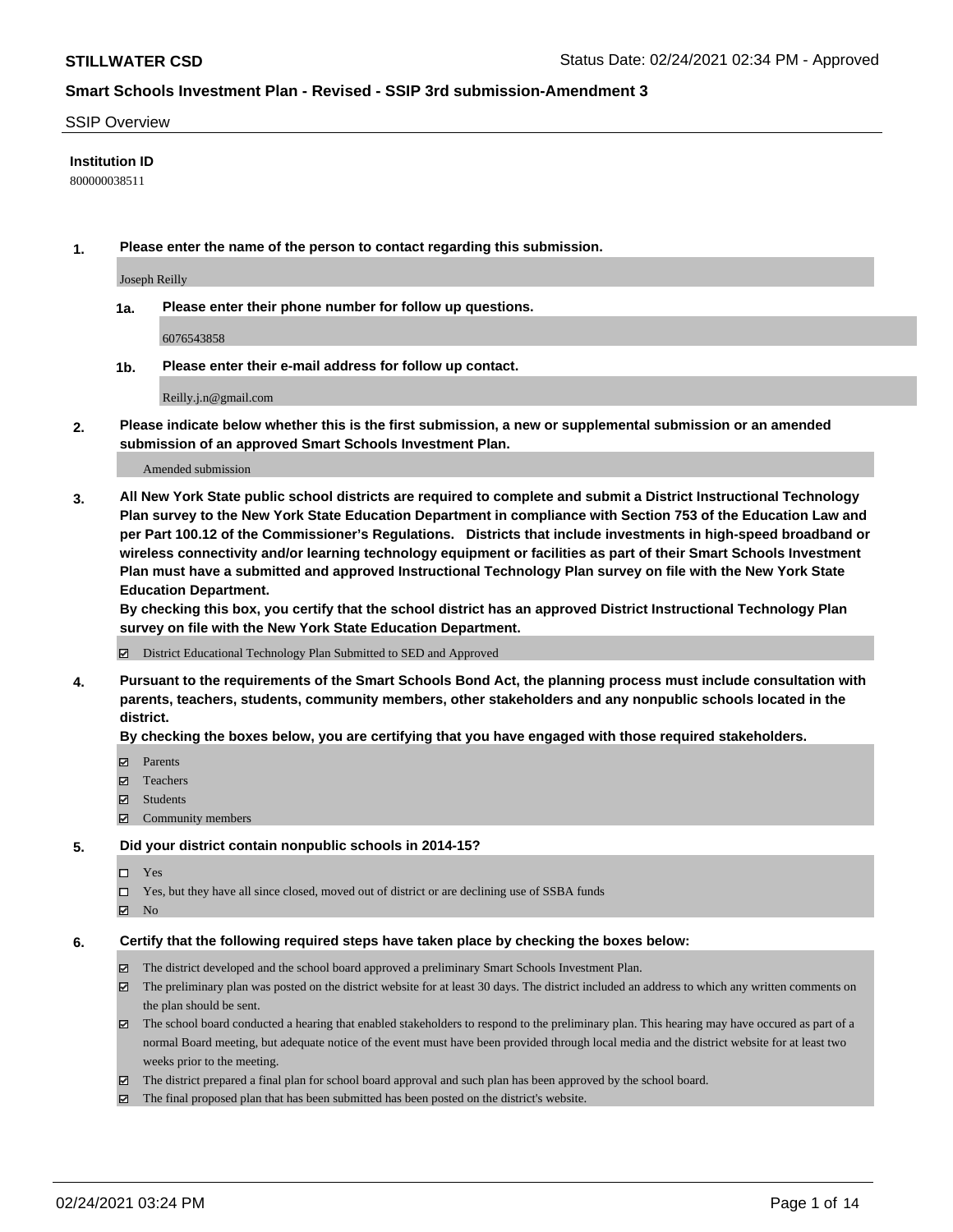**STILLWATER CSD**

Status Date: 02/24/2021 02:34 PM - Approved

## Smart Schools Investment Plan - Revised - SSIP 3rd submission-Amendment 3

SSIP Overview

**Institution ID**

800000038511

**1. Please enter the name of the person to contact regarding this submission.**

Joseph Reilly

**1a. Please enter their phone number for follow up questions.**

6076543858

**1b. Please enter their e-mail address for follow up contact.**

Reilly.j.n@gmail.com

**2. Please indicate below whether this is the first submission, a new or supplemental submission or an amended submission of an approved Smart Schools Investment Plan.**

Amended submission

**3. All New York State public school districts are required to complete and submit a District Instructional Technology Plan survey to the New York State Education Department in compliance with Section 753 of the Education Law and per Part 100.12 of the Commissioner's Regulations. Districts that include investments in high-speed broadband or wireless connectivity and/or learning technology equipment or facilities as part of their Smart Schools Investment Plan must have a submitted and approved Instructional Technology Plan survey on file with the New York State Education Department.**

**By checking this box, you certify that the school district has an approved District Instructional Technology Plan survey on file with the New York State Education Department.**

☑ District Educational Technology Plan Submitted to SED and Approved

**4. Pursuant to the requirements of the Smart Schools Bond Act, the planning process must include consultation with parents, teachers, students, community members, other stakeholders and any nonpublic schools located in the district.**

**By checking the boxes below, you are certifying that you have engaged with those required stakeholders.**

☑ Parents

☑ Teachers

☑ Students

☑ Community members

**5. Did your district contain nonpublic schools in 2014-15?**

☐ Yes

☐ Yes, but they have all since closed, moved out of district or are declining use of SSBA funds

☑ No

**6. Certify that the following required steps have taken place by checking the boxes below:**

☑ The district developed and the school board approved a preliminary Smart Schools Investment Plan.

☑ The preliminary plan was posted on the district website for at least 30 days. The district included an address to which any written comments on the plan should be sent.

☑ The school board conducted a hearing that enabled stakeholders to respond to the preliminary plan. This hearing may have occured as part of a normal Board meeting, but adequate notice of the event must have been provided through local media and the district website for at least two weeks prior to the meeting.

☑ The district prepared a final plan for school board approval and such plan has been approved by the school board.

☑ The final proposed plan that has been submitted has been posted on the district's website.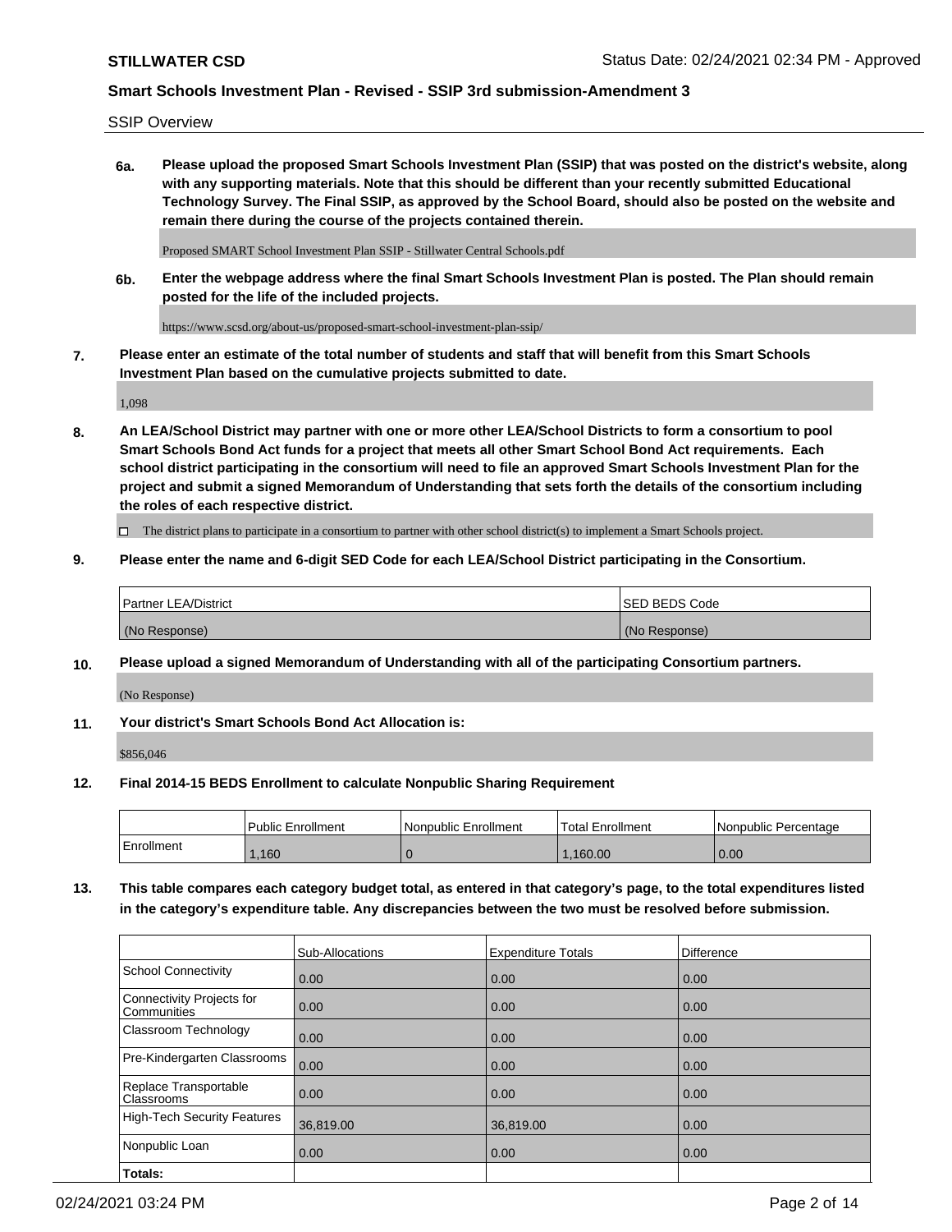SSIP Overview

**6a. Please upload the proposed Smart Schools Investment Plan (SSIP) that was posted on the district's website, along with any supporting materials. Note that this should be different than your recently submitted Educational Technology Survey. The Final SSIP, as approved by the School Board, should also be posted on the website and remain there during the course of the projects contained therein.**

Proposed SMART School Investment Plan SSIP - Stillwater Central Schools.pdf

**6b. Enter the webpage address where the final Smart Schools Investment Plan is posted. The Plan should remain posted for the life of the included projects.**

https://www.scsd.org/about-us/proposed-smart-school-investment-plan-ssip/

**7. Please enter an estimate of the total number of students and staff that will benefit from this Smart Schools Investment Plan based on the cumulative projects submitted to date.**

1,098

**8. An LEA/School District may partner with one or more other LEA/School Districts to form a consortium to pool Smart Schools Bond Act funds for a project that meets all other Smart School Bond Act requirements. Each school district participating in the consortium will need to file an approved Smart Schools Investment Plan for the project and submit a signed Memorandum of Understanding that sets forth the details of the consortium including the roles of each respective district.**

☐ The district plans to participate in a consortium to partner with other school district(s) to implement a Smart Schools project.

**9. Please enter the name and 6-digit SED Code for each LEA/School District participating in the Consortium.**

| Partner LEA/District | SED BEDS Code |
|---|---|
| (No Response) | (No Response) |

**10. Please upload a signed Memorandum of Understanding with all of the participating Consortium partners.**

(No Response)

**11. Your district's Smart Schools Bond Act Allocation is:**

$856,046

**12. Final 2014-15 BEDS Enrollment to calculate Nonpublic Sharing Requirement**

| | Public Enrollment | Nonpublic Enrollment | Total Enrollment | Nonpublic Percentage |
|---|---|---|---|---|
| Enrollment | 1,160 | 0 | 1,160.00 | 0.00 |

**13. This table compares each category budget total, as entered in that category's page, to the total expenditures listed in the category's expenditure table. Any discrepancies between the two must be resolved before submission.**

| | Sub-Allocations | Expenditure Totals | Difference |
|---|---|---|---|
| School Connectivity | 0.00 | 0.00 | 0.00 |
| Connectivity Projects for Communities | 0.00 | 0.00 | 0.00 |
| Classroom Technology | 0.00 | 0.00 | 0.00 |
| Pre-Kindergarten Classrooms | 0.00 | 0.00 | 0.00 |
| Replace Transportable Classrooms | 0.00 | 0.00 | 0.00 |
| High-Tech Security Features | 36,819.00 | 36,819.00 | 0.00 |
| Nonpublic Loan | 0.00 | 0.00 | 0.00 |
| **Totals:** | | | |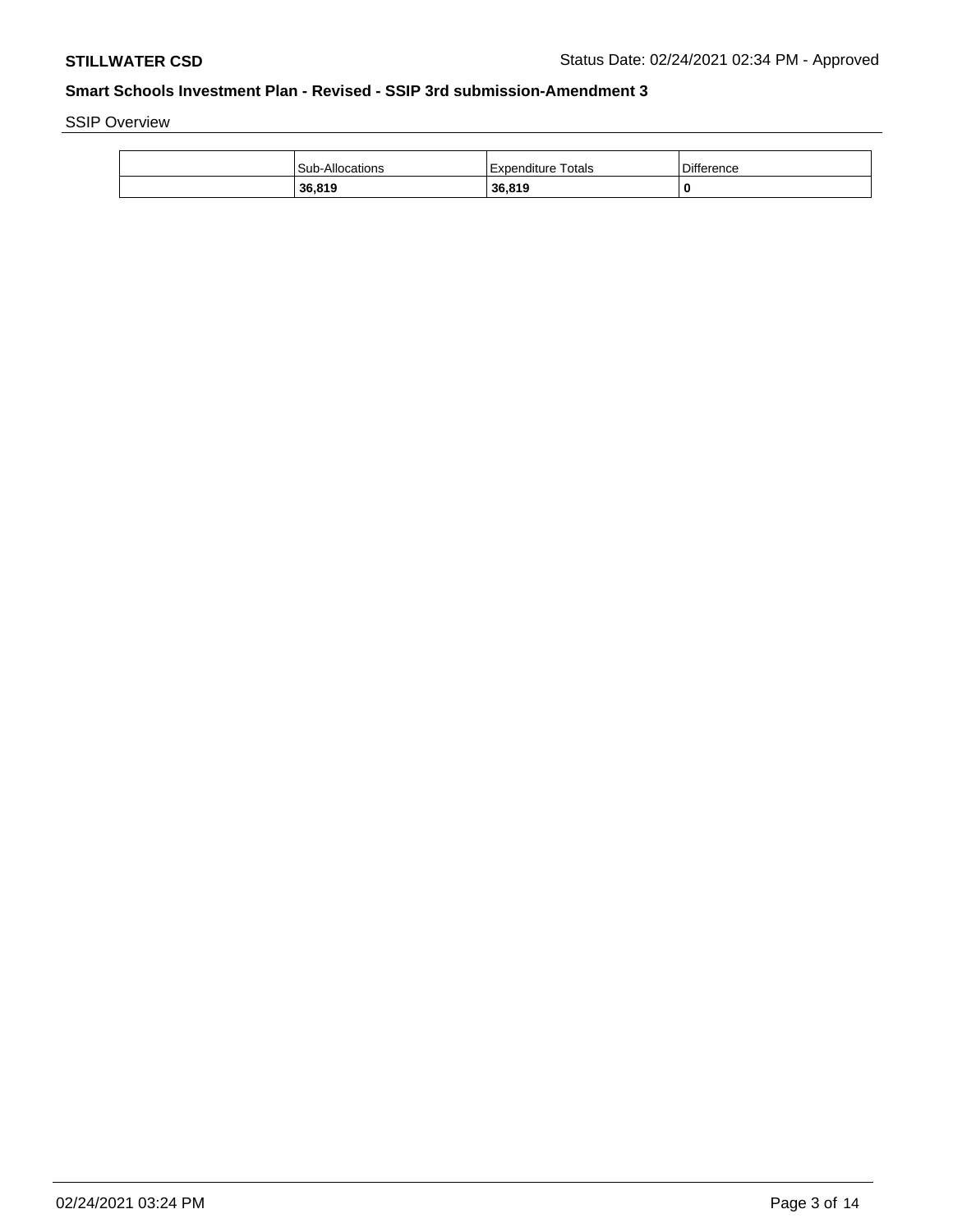SSIP Overview

| | Sub-Allocations | Expenditure Totals | Difference |
|---|---|---|---|
| | **36,819** | **36,819** | **0** |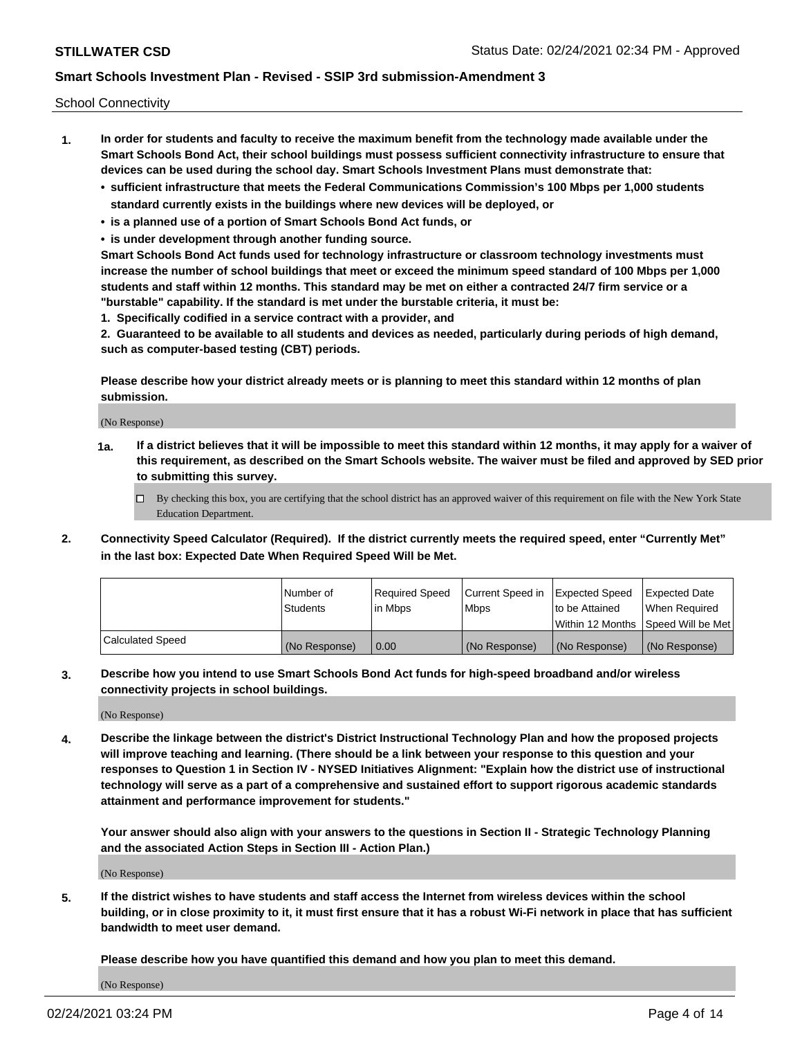School Connectivity

1. **In order for students and faculty to receive the maximum benefit from the technology made available under the Smart Schools Bond Act, their school buildings must possess sufficient connectivity infrastructure to ensure that devices can be used during the school day. Smart Schools Investment Plans must demonstrate that:**
   - **sufficient infrastructure that meets the Federal Communications Commission's 100 Mbps per 1,000 students standard currently exists in the buildings where new devices will be deployed, or**
   - **is a planned use of a portion of Smart Schools Bond Act funds, or**
   - **is under development through another funding source.**

   **Smart Schools Bond Act funds used for technology infrastructure or classroom technology investments must increase the number of school buildings that meet or exceed the minimum speed standard of 100 Mbps per 1,000 students and staff within 12 months. This standard may be met on either a contracted 24/7 firm service or a "burstable" capability. If the standard is met under the burstable criteria, it must be:**

   **1. Specifically codified in a service contract with a provider, and**

   **2. Guaranteed to be available to all students and devices as needed, particularly during periods of high demand, such as computer-based testing (CBT) periods.**

   **Please describe how your district already meets or is planning to meet this standard within 12 months of plan submission.**

   (No Response)

   **1a. If a district believes that it will be impossible to meet this standard within 12 months, it may apply for a waiver of this requirement, as described on the Smart Schools website. The waiver must be filed and approved by SED prior to submitting this survey.**

   ☐ By checking this box, you are certifying that the school district has an approved waiver of this requirement on file with the New York State Education Department.

2. **Connectivity Speed Calculator (Required). If the district currently meets the required speed, enter "Currently Met" in the last box: Expected Date When Required Speed Will be Met.**

|  | Number of Students | Required Speed in Mbps | Current Speed in Mbps | Expected Speed to be Attained Within 12 Months | Expected Date When Required Speed Will be Met |
|---|---|---|---|---|---|
| Calculated Speed | (No Response) | 0.00 | (No Response) | (No Response) | (No Response) |

3. **Describe how you intend to use Smart Schools Bond Act funds for high-speed broadband and/or wireless connectivity projects in school buildings.**

   (No Response)

4. **Describe the linkage between the district's District Instructional Technology Plan and how the proposed projects will improve teaching and learning. (There should be a link between your response to this question and your responses to Question 1 in Section IV - NYSED Initiatives Alignment: "Explain how the district use of instructional technology will serve as a part of a comprehensive and sustained effort to support rigorous academic standards attainment and performance improvement for students."**

   **Your answer should also align with your answers to the questions in Section II - Strategic Technology Planning and the associated Action Steps in Section III - Action Plan.)**

   (No Response)

5. **If the district wishes to have students and staff access the Internet from wireless devices within the school building, or in close proximity to it, it must first ensure that it has a robust Wi-Fi network in place that has sufficient bandwidth to meet user demand.**

   **Please describe how you have quantified this demand and how you plan to meet this demand.**

   (No Response)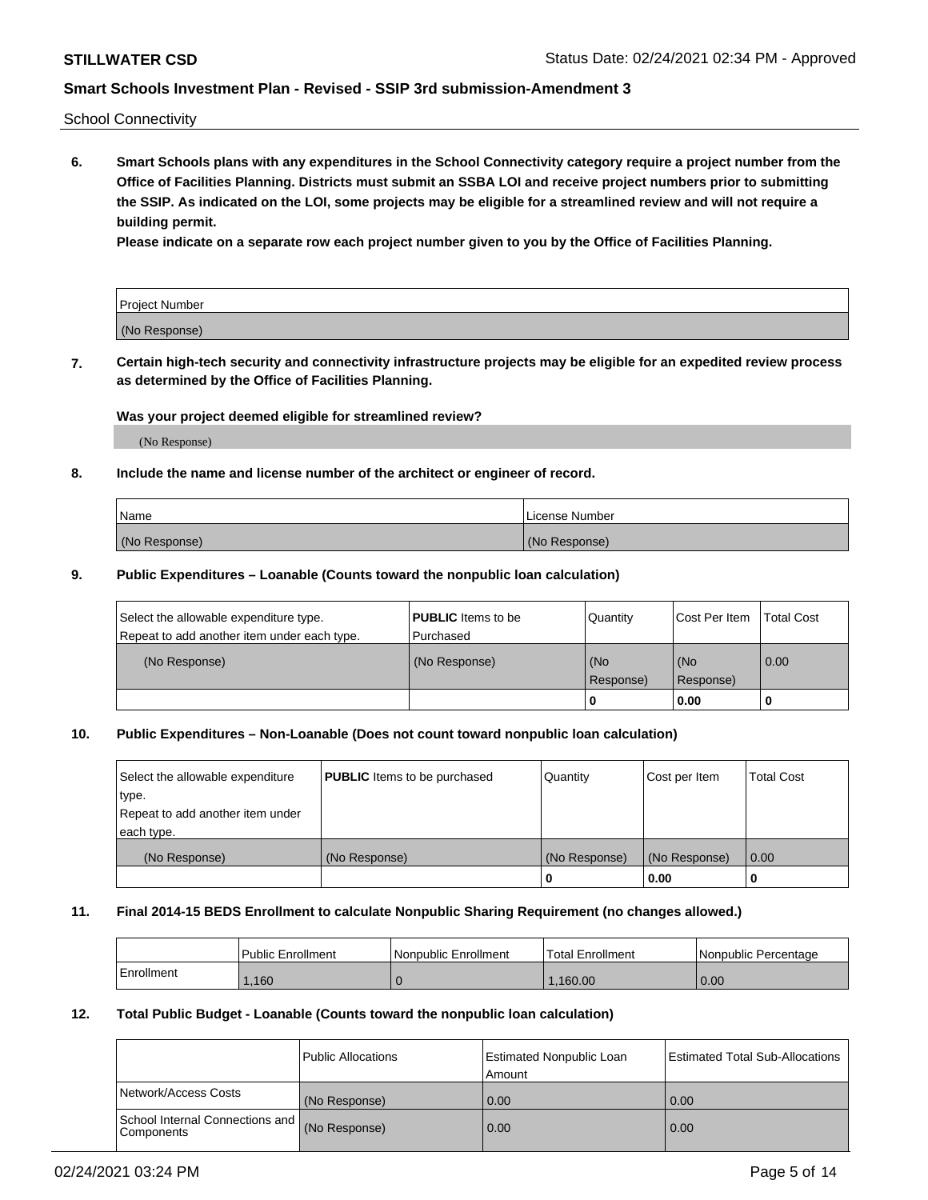School Connectivity

**6. Smart Schools plans with any expenditures in the School Connectivity category require a project number from the Office of Facilities Planning. Districts must submit an SSBA LOI and receive project numbers prior to submitting the SSIP. As indicated on the LOI, some projects may be eligible for a streamlined review and will not require a building permit.**

**Please indicate on a separate row each project number given to you by the Office of Facilities Planning.**

| Project Number |
|---|
| (No Response) |

**7. Certain high-tech security and connectivity infrastructure projects may be eligible for an expedited review process as determined by the Office of Facilities Planning.**

**Was your project deemed eligible for streamlined review?**

(No Response)

**8. Include the name and license number of the architect or engineer of record.**

| Name | License Number |
|---|---|
| (No Response) | (No Response) |

**9. Public Expenditures – Loanable (Counts toward the nonpublic loan calculation)**

| Select the allowable expenditure type. Repeat to add another item under each type. | **PUBLIC** Items to be Purchased | Quantity | Cost Per Item | Total Cost |
|---|---|---|---|---|
| (No Response) | (No Response) | (No Response) | (No Response) | 0.00 |
| | | 0 | 0.00 | 0 |

**10. Public Expenditures – Non-Loanable (Does not count toward nonpublic loan calculation)**

| Select the allowable expenditure type. Repeat to add another item under each type. | **PUBLIC** Items to be purchased | Quantity | Cost per Item | Total Cost |
|---|---|---|---|---|
| (No Response) | (No Response) | (No Response) | (No Response) | 0.00 |
| | | 0 | 0.00 | 0 |

**11. Final 2014-15 BEDS Enrollment to calculate Nonpublic Sharing Requirement (no changes allowed.)**

| | Public Enrollment | Nonpublic Enrollment | Total Enrollment | Nonpublic Percentage |
|---|---|---|---|---|
| Enrollment | 1,160 | 0 | 1,160.00 | 0.00 |

**12. Total Public Budget - Loanable (Counts toward the nonpublic loan calculation)**

| | Public Allocations | Estimated Nonpublic Loan Amount | Estimated Total Sub-Allocations |
|---|---|---|---|
| Network/Access Costs | (No Response) | 0.00 | 0.00 |
| School Internal Connections and Components | (No Response) | 0.00 | 0.00 |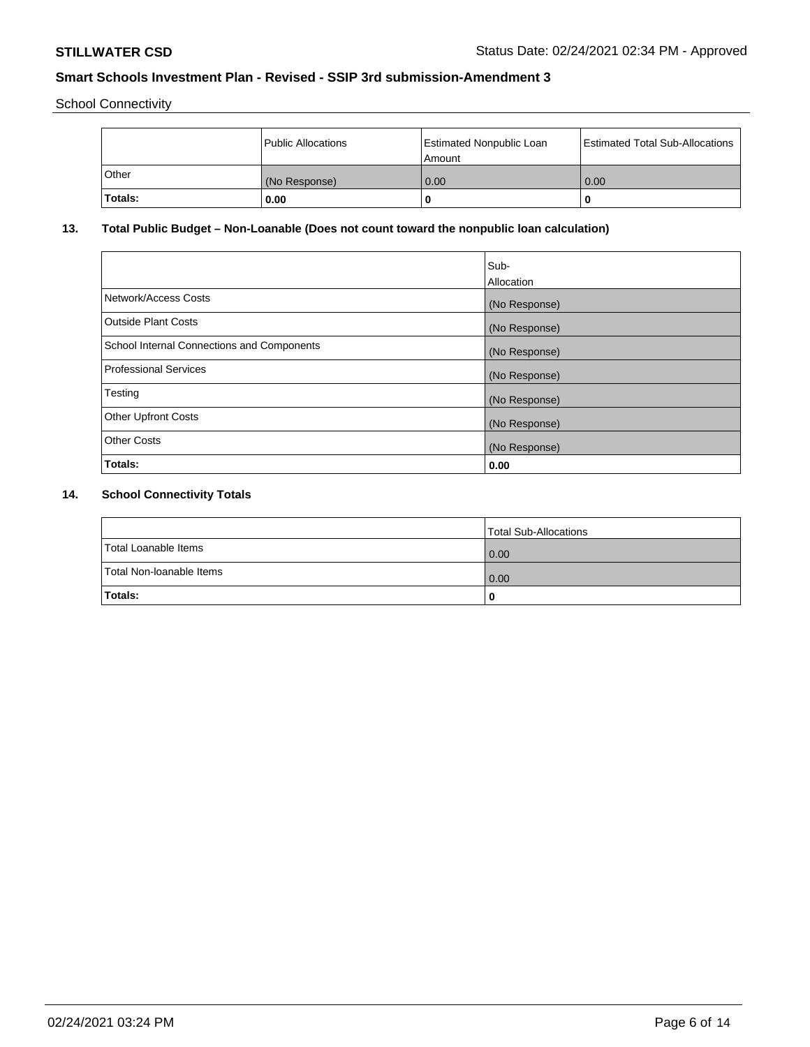School Connectivity

| | Public Allocations | Estimated Nonpublic Loan Amount | Estimated Total Sub-Allocations |
|---|---|---|---|
| Other | (No Response) | 0.00 | 0.00 |
| **Totals:** | **0.00** | **0** | **0** |

## 13. Total Public Budget – Non-Loanable (Does not count toward the nonpublic loan calculation)

| | Sub-Allocation |
|---|---|
| Network/Access Costs | (No Response) |
| Outside Plant Costs | (No Response) |
| School Internal Connections and Components | (No Response) |
| Professional Services | (No Response) |
| Testing | (No Response) |
| Other Upfront Costs | (No Response) |
| Other Costs | (No Response) |
| **Totals:** | **0.00** |

## 14. School Connectivity Totals

| | Total Sub-Allocations |
|---|---|
| Total Loanable Items | 0.00 |
| Total Non-loanable Items | 0.00 |
| **Totals:** | **0** |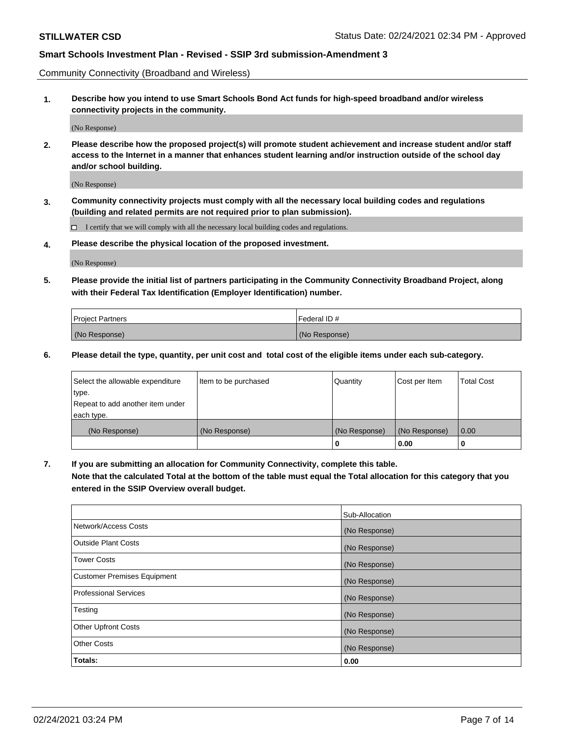Community Connectivity (Broadband and Wireless)

**1. Describe how you intend to use Smart Schools Bond Act funds for high-speed broadband and/or wireless connectivity projects in the community.**

(No Response)

**2. Please describe how the proposed project(s) will promote student achievement and increase student and/or staff access to the Internet in a manner that enhances student learning and/or instruction outside of the school day and/or school building.**

(No Response)

**3. Community connectivity projects must comply with all the necessary local building codes and regulations (building and related permits are not required prior to plan submission).**

☐ I certify that we will comply with all the necessary local building codes and regulations.

**4. Please describe the physical location of the proposed investment.**

(No Response)

**5. Please provide the initial list of partners participating in the Community Connectivity Broadband Project, along with their Federal Tax Identification (Employer Identification) number.**

| Project Partners | Federal ID # |
|---|---|
| (No Response) | (No Response) |

**6. Please detail the type, quantity, per unit cost and total cost of the eligible items under each sub-category.**

| Select the allowable expenditure type. Repeat to add another item under each type. | Item to be purchased | Quantity | Cost per Item | Total Cost |
|---|---|---|---|---|
| (No Response) | (No Response) | (No Response) | (No Response) | 0.00 |
| | | 0 | 0.00 | 0 |

**7. If you are submitting an allocation for Community Connectivity, complete this table. Note that the calculated Total at the bottom of the table must equal the Total allocation for this category that you entered in the SSIP Overview overall budget.**

| | Sub-Allocation |
|---|---|
| Network/Access Costs | (No Response) |
| Outside Plant Costs | (No Response) |
| Tower Costs | (No Response) |
| Customer Premises Equipment | (No Response) |
| Professional Services | (No Response) |
| Testing | (No Response) |
| Other Upfront Costs | (No Response) |
| Other Costs | (No Response) |
| **Totals:** | **0.00** |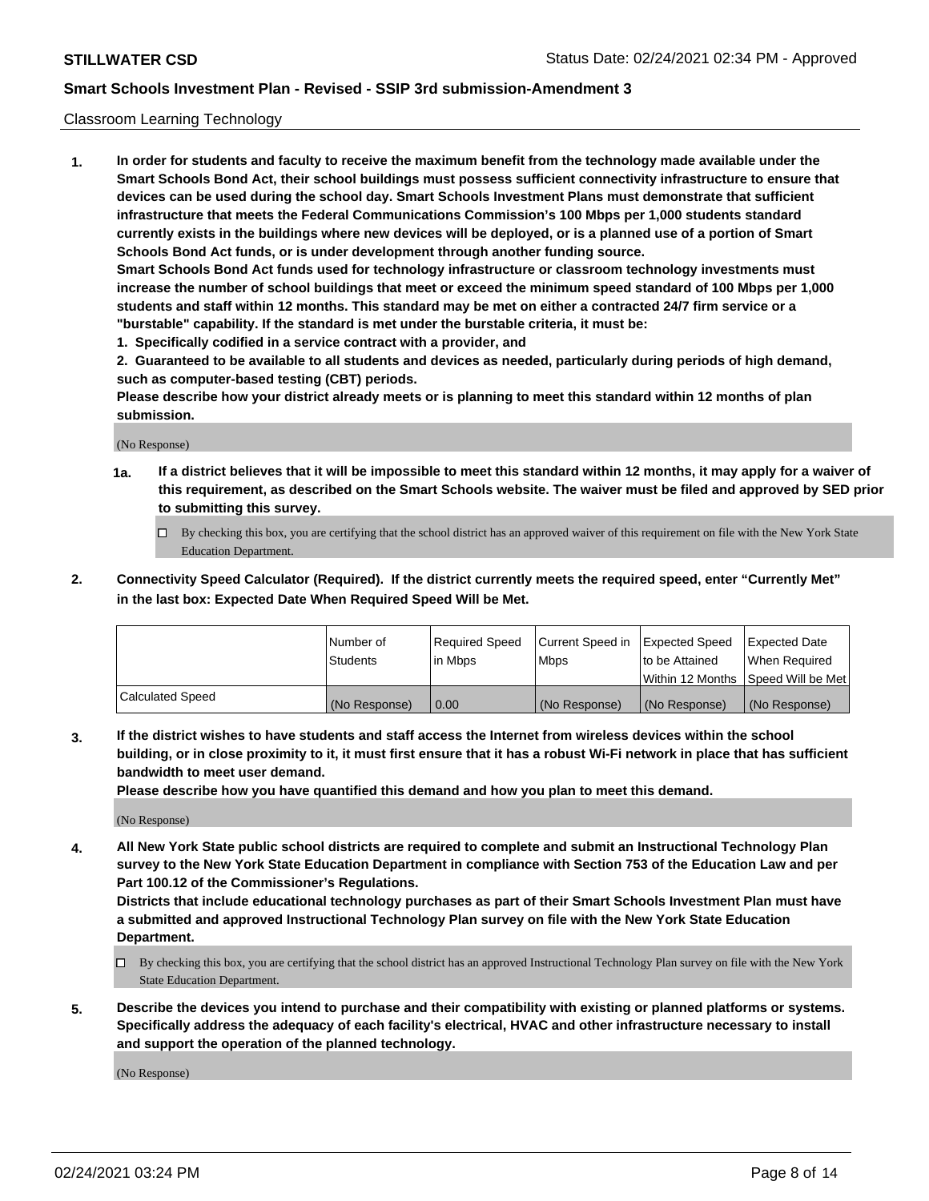Classroom Learning Technology

**1. In order for students and faculty to receive the maximum benefit from the technology made available under the Smart Schools Bond Act, their school buildings must possess sufficient connectivity infrastructure to ensure that devices can be used during the school day. Smart Schools Investment Plans must demonstrate that sufficient infrastructure that meets the Federal Communications Commission's 100 Mbps per 1,000 students standard currently exists in the buildings where new devices will be deployed, or is a planned use of a portion of Smart Schools Bond Act funds, or is under development through another funding source.**

**Smart Schools Bond Act funds used for technology infrastructure or classroom technology investments must increase the number of school buildings that meet or exceed the minimum speed standard of 100 Mbps per 1,000 students and staff within 12 months. This standard may be met on either a contracted 24/7 firm service or a "burstable" capability. If the standard is met under the burstable criteria, it must be:**

**1. Specifically codified in a service contract with a provider, and**

**2. Guaranteed to be available to all students and devices as needed, particularly during periods of high demand, such as computer-based testing (CBT) periods.**

**Please describe how your district already meets or is planning to meet this standard within 12 months of plan submission.**

(No Response)

**1a. If a district believes that it will be impossible to meet this standard within 12 months, it may apply for a waiver of this requirement, as described on the Smart Schools website. The waiver must be filed and approved by SED prior to submitting this survey.**

☐ By checking this box, you are certifying that the school district has an approved waiver of this requirement on file with the New York State Education Department.

**2. Connectivity Speed Calculator (Required). If the district currently meets the required speed, enter "Currently Met" in the last box: Expected Date When Required Speed Will be Met.**

| | Number of Students | Required Speed in Mbps | Current Speed in Mbps | Expected Speed to be Attained Within 12 Months | Expected Date When Required Speed Will be Met |
|---|---|---|---|---|---|
| Calculated Speed | (No Response) | 0.00 | (No Response) | (No Response) | (No Response) |

**3. If the district wishes to have students and staff access the Internet from wireless devices within the school building, or in close proximity to it, it must first ensure that it has a robust Wi-Fi network in place that has sufficient bandwidth to meet user demand.**

**Please describe how you have quantified this demand and how you plan to meet this demand.**

(No Response)

**4. All New York State public school districts are required to complete and submit an Instructional Technology Plan survey to the New York State Education Department in compliance with Section 753 of the Education Law and per Part 100.12 of the Commissioner's Regulations.**

**Districts that include educational technology purchases as part of their Smart Schools Investment Plan must have a submitted and approved Instructional Technology Plan survey on file with the New York State Education Department.**

☐ By checking this box, you are certifying that the school district has an approved Instructional Technology Plan survey on file with the New York State Education Department.

**5. Describe the devices you intend to purchase and their compatibility with existing or planned platforms or systems. Specifically address the adequacy of each facility's electrical, HVAC and other infrastructure necessary to install and support the operation of the planned technology.**

(No Response)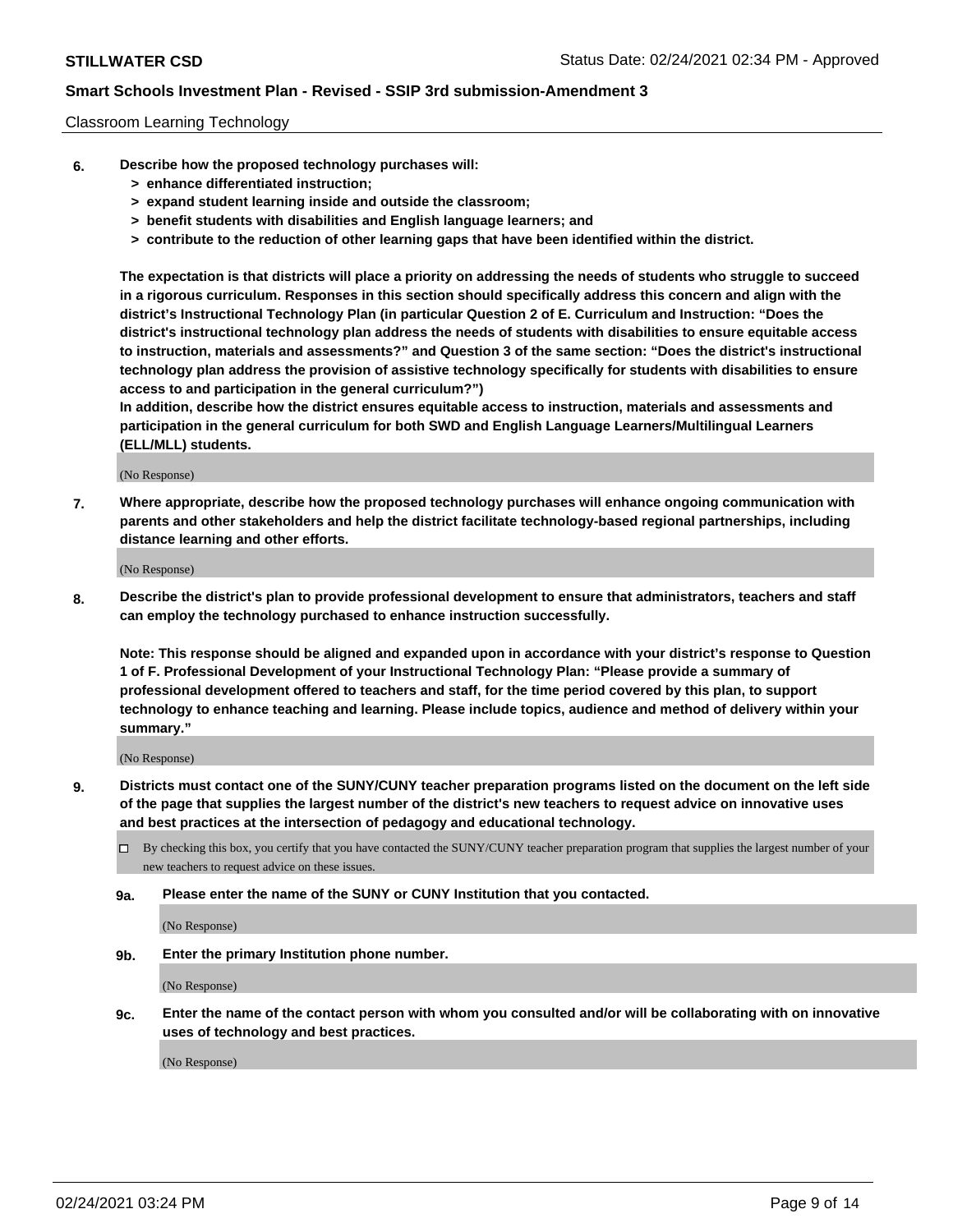Classroom Learning Technology

**6. Describe how the proposed technology purchases will:**
- **> enhance differentiated instruction;**
- **> expand student learning inside and outside the classroom;**
- **> benefit students with disabilities and English language learners; and**
- **> contribute to the reduction of other learning gaps that have been identified within the district.**

**The expectation is that districts will place a priority on addressing the needs of students who struggle to succeed in a rigorous curriculum. Responses in this section should specifically address this concern and align with the district's Instructional Technology Plan (in particular Question 2 of E. Curriculum and Instruction: "Does the district's instructional technology plan address the needs of students with disabilities to ensure equitable access to instruction, materials and assessments?" and Question 3 of the same section: "Does the district's instructional technology plan address the provision of assistive technology specifically for students with disabilities to ensure access to and participation in the general curriculum?")**

**In addition, describe how the district ensures equitable access to instruction, materials and assessments and participation in the general curriculum for both SWD and English Language Learners/Multilingual Learners (ELL/MLL) students.**

(No Response)

**7. Where appropriate, describe how the proposed technology purchases will enhance ongoing communication with parents and other stakeholders and help the district facilitate technology-based regional partnerships, including distance learning and other efforts.**

(No Response)

**8. Describe the district's plan to provide professional development to ensure that administrators, teachers and staff can employ the technology purchased to enhance instruction successfully.**

**Note: This response should be aligned and expanded upon in accordance with your district's response to Question 1 of F. Professional Development of your Instructional Technology Plan: "Please provide a summary of professional development offered to teachers and staff, for the time period covered by this plan, to support technology to enhance teaching and learning. Please include topics, audience and method of delivery within your summary."**

(No Response)

**9. Districts must contact one of the SUNY/CUNY teacher preparation programs listed on the document on the left side of the page that supplies the largest number of the district's new teachers to request advice on innovative uses and best practices at the intersection of pedagogy and educational technology.**

☐ By checking this box, you certify that you have contacted the SUNY/CUNY teacher preparation program that supplies the largest number of your new teachers to request advice on these issues.

**9a. Please enter the name of the SUNY or CUNY Institution that you contacted.**

(No Response)

**9b. Enter the primary Institution phone number.**

(No Response)

**9c. Enter the name of the contact person with whom you consulted and/or will be collaborating with on innovative uses of technology and best practices.**

(No Response)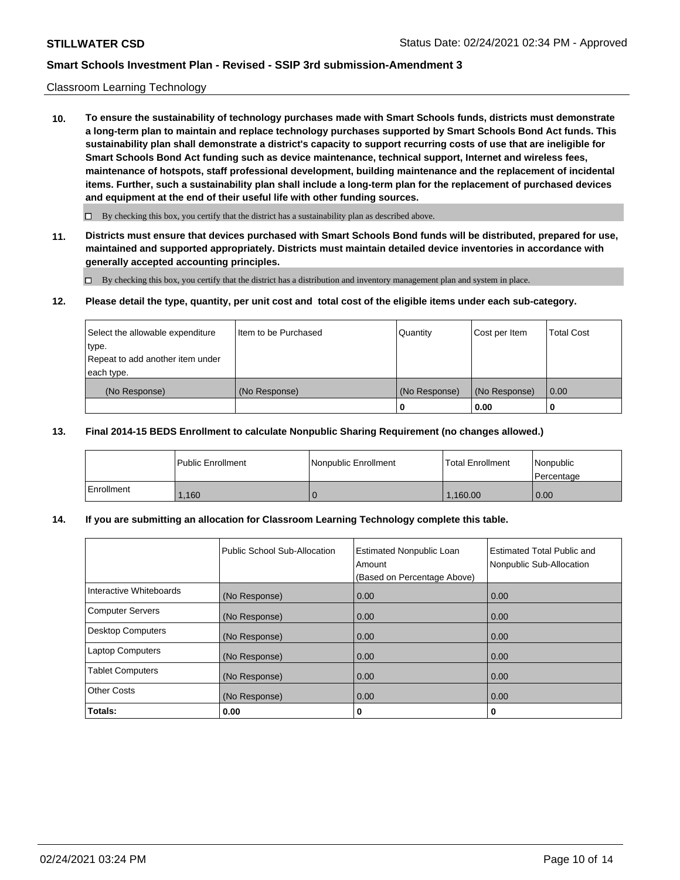Classroom Learning Technology

**10. To ensure the sustainability of technology purchases made with Smart Schools funds, districts must demonstrate a long-term plan to maintain and replace technology purchases supported by Smart Schools Bond Act funds. This sustainability plan shall demonstrate a district's capacity to support recurring costs of use that are ineligible for Smart Schools Bond Act funding such as device maintenance, technical support, Internet and wireless fees, maintenance of hotspots, staff professional development, building maintenance and the replacement of incidental items. Further, such a sustainability plan shall include a long-term plan for the replacement of purchased devices and equipment at the end of their useful life with other funding sources.**

☐ By checking this box, you certify that the district has a sustainability plan as described above.

**11. Districts must ensure that devices purchased with Smart Schools Bond funds will be distributed, prepared for use, maintained and supported appropriately. Districts must maintain detailed device inventories in accordance with generally accepted accounting principles.**

☐ By checking this box, you certify that the district has a distribution and inventory management plan and system in place.

**12. Please detail the type, quantity, per unit cost and total cost of the eligible items under each sub-category.**

| Select the allowable expenditure type. Repeat to add another item under each type. | Item to be Purchased | Quantity | Cost per Item | Total Cost |
|---|---|---|---|---|
| (No Response) | (No Response) | (No Response) | (No Response) | 0.00 |
| | | 0 | 0.00 | 0 |

**13. Final 2014-15 BEDS Enrollment to calculate Nonpublic Sharing Requirement (no changes allowed.)**

| | Public Enrollment | Nonpublic Enrollment | Total Enrollment | Nonpublic Percentage |
|---|---|---|---|---|
| Enrollment | 1,160 | 0 | 1,160.00 | 0.00 |

**14. If you are submitting an allocation for Classroom Learning Technology complete this table.**

| | Public School Sub-Allocation | Estimated Nonpublic Loan Amount (Based on Percentage Above) | Estimated Total Public and Nonpublic Sub-Allocation |
|---|---|---|---|
| Interactive Whiteboards | (No Response) | 0.00 | 0.00 |
| Computer Servers | (No Response) | 0.00 | 0.00 |
| Desktop Computers | (No Response) | 0.00 | 0.00 |
| Laptop Computers | (No Response) | 0.00 | 0.00 |
| Tablet Computers | (No Response) | 0.00 | 0.00 |
| Other Costs | (No Response) | 0.00 | 0.00 |
| **Totals:** | **0.00** | **0** | **0** |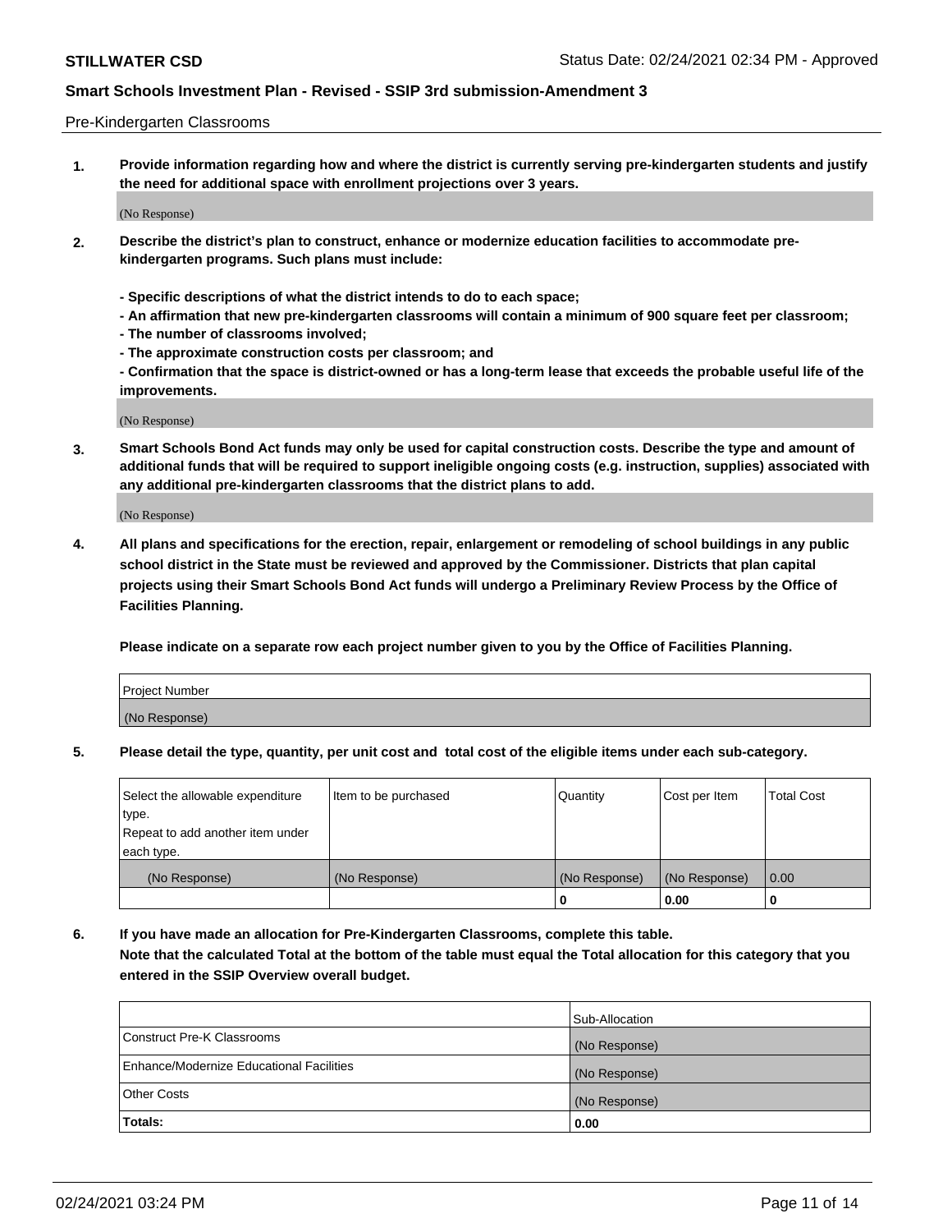Pre-Kindergarten Classrooms

**1. Provide information regarding how and where the district is currently serving pre-kindergarten students and justify the need for additional space with enrollment projections over 3 years.**

(No Response)

**2. Describe the district's plan to construct, enhance or modernize education facilities to accommodate pre-kindergarten programs. Such plans must include:**

**- Specific descriptions of what the district intends to do to each space;**
**- An affirmation that new pre-kindergarten classrooms will contain a minimum of 900 square feet per classroom;**
**- The number of classrooms involved;**
**- The approximate construction costs per classroom; and**
**- Confirmation that the space is district-owned or has a long-term lease that exceeds the probable useful life of the improvements.**

(No Response)

**3. Smart Schools Bond Act funds may only be used for capital construction costs. Describe the type and amount of additional funds that will be required to support ineligible ongoing costs (e.g. instruction, supplies) associated with any additional pre-kindergarten classrooms that the district plans to add.**

(No Response)

**4. All plans and specifications for the erection, repair, enlargement or remodeling of school buildings in any public school district in the State must be reviewed and approved by the Commissioner. Districts that plan capital projects using their Smart Schools Bond Act funds will undergo a Preliminary Review Process by the Office of Facilities Planning.**

**Please indicate on a separate row each project number given to you by the Office of Facilities Planning.**

| Project Number |
| --- |
| (No Response) |

**5. Please detail the type, quantity, per unit cost and total cost of the eligible items under each sub-category.**

| Select the allowable expenditure type. Repeat to add another item under each type. | Item to be purchased | Quantity | Cost per Item | Total Cost |
| --- | --- | --- | --- | --- |
| (No Response) | (No Response) | (No Response) | (No Response) | 0.00 |
| | | 0 | 0.00 | 0 |

**6. If you have made an allocation for Pre-Kindergarten Classrooms, complete this table.**
**Note that the calculated Total at the bottom of the table must equal the Total allocation for this category that you entered in the SSIP Overview overall budget.**

| | Sub-Allocation |
| --- | --- |
| Construct Pre-K Classrooms | (No Response) |
| Enhance/Modernize Educational Facilities | (No Response) |
| Other Costs | (No Response) |
| **Totals:** | 0.00 |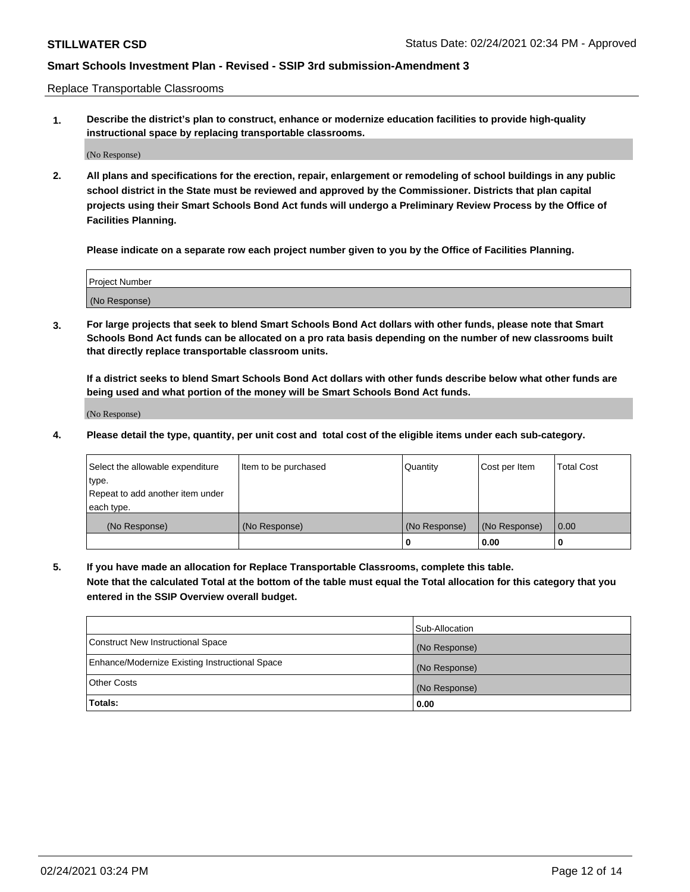Replace Transportable Classrooms

1. **Describe the district's plan to construct, enhance or modernize education facilities to provide high-quality instructional space by replacing transportable classrooms.**

(No Response)

2. **All plans and specifications for the erection, repair, enlargement or remodeling of school buildings in any public school district in the State must be reviewed and approved by the Commissioner. Districts that plan capital projects using their Smart Schools Bond Act funds will undergo a Preliminary Review Process by the Office of Facilities Planning.**

**Please indicate on a separate row each project number given to you by the Office of Facilities Planning.**

| Project Number |
| --- |
| (No Response) |

3. **For large projects that seek to blend Smart Schools Bond Act dollars with other funds, please note that Smart Schools Bond Act funds can be allocated on a pro rata basis depending on the number of new classrooms built that directly replace transportable classroom units.**

**If a district seeks to blend Smart Schools Bond Act dollars with other funds describe below what other funds are being used and what portion of the money will be Smart Schools Bond Act funds.**

(No Response)

4. **Please detail the type, quantity, per unit cost and total cost of the eligible items under each sub-category.**

| Select the allowable expenditure type.<br>Repeat to add another item under each type. | Item to be purchased | Quantity | Cost per Item | Total Cost |
| --- | --- | --- | --- | --- |
| (No Response) | (No Response) | (No Response) | (No Response) | 0.00 |
| | | 0 | 0.00 | 0 |

5. **If you have made an allocation for Replace Transportable Classrooms, complete this table. Note that the calculated Total at the bottom of the table must equal the Total allocation for this category that you entered in the SSIP Overview overall budget.**

| | Sub-Allocation |
| --- | --- |
| Construct New Instructional Space | (No Response) |
| Enhance/Modernize Existing Instructional Space | (No Response) |
| Other Costs | (No Response) |
| **Totals:** | **0.00** |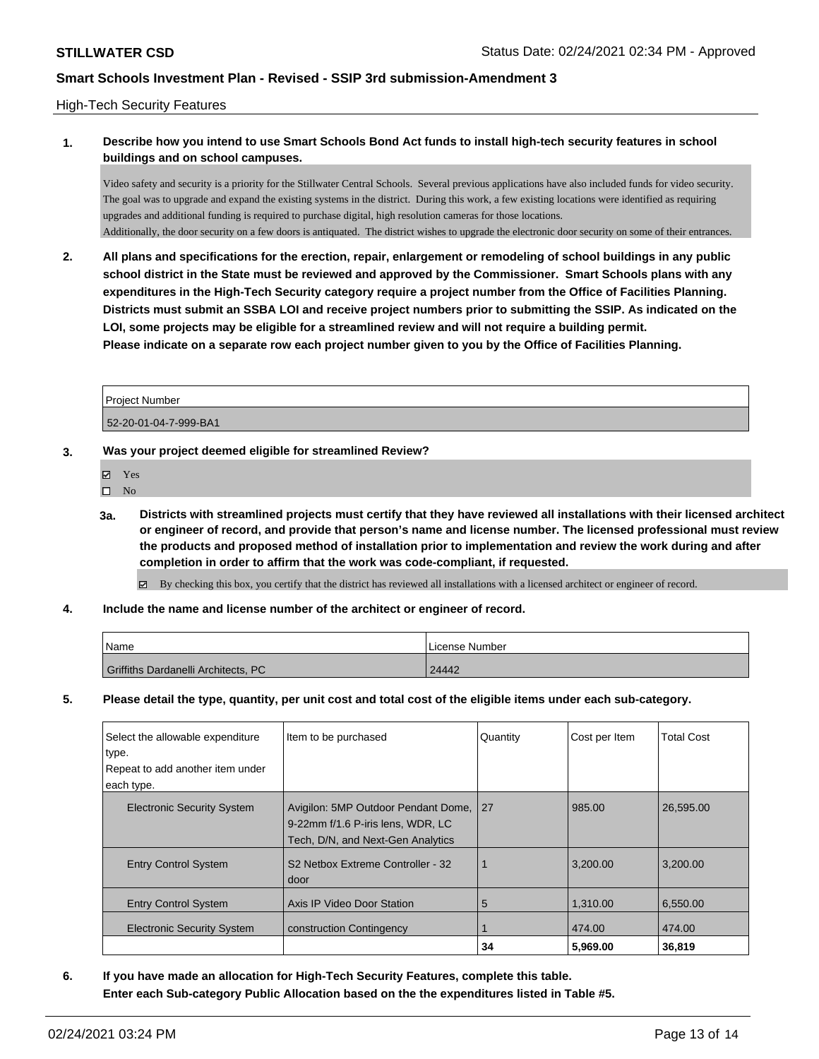High-Tech Security Features

**1. Describe how you intend to use Smart Schools Bond Act funds to install high-tech security features in school buildings and on school campuses.**

Video safety and security is a priority for the Stillwater Central Schools. Several previous applications have also included funds for video security. The goal was to upgrade and expand the existing systems in the district. During this work, a few existing locations were identified as requiring upgrades and additional funding is required to purchase digital, high resolution cameras for those locations.
Additionally, the door security on a few doors is antiquated. The district wishes to upgrade the electronic door security on some of their entrances.

**2. All plans and specifications for the erection, repair, enlargement or remodeling of school buildings in any public school district in the State must be reviewed and approved by the Commissioner. Smart Schools plans with any expenditures in the High-Tech Security category require a project number from the Office of Facilities Planning. Districts must submit an SSBA LOI and receive project numbers prior to submitting the SSIP. As indicated on the LOI, some projects may be eligible for a streamlined review and will not require a building permit.**
**Please indicate on a separate row each project number given to you by the Office of Facilities Planning.**

| Project Number |
| --- |
| 52-20-01-04-7-999-BA1 |

**3. Was your project deemed eligible for streamlined Review?**

- ☑ Yes
- ☐ No

**3a. Districts with streamlined projects must certify that they have reviewed all installations with their licensed architect or engineer of record, and provide that person's name and license number. The licensed professional must review the products and proposed method of installation prior to implementation and review the work during and after completion in order to affirm that the work was code-compliant, if requested.**

☑ By checking this box, you certify that the district has reviewed all installations with a licensed architect or engineer of record.

**4. Include the name and license number of the architect or engineer of record.**

| Name | License Number |
| --- | --- |
| Griffiths Dardanelli Architects, PC | 24442 |

**5. Please detail the type, quantity, per unit cost and total cost of the eligible items under each sub-category.**

| Select the allowable expenditure type. Repeat to add another item under each type. | Item to be purchased | Quantity | Cost per Item | Total Cost |
| --- | --- | --- | --- | --- |
| Electronic Security System | Avigilon: 5MP Outdoor Pendant Dome, 9-22mm f/1.6 P-iris lens, WDR, LC Tech, D/N, and Next-Gen Analytics | 27 | 985.00 | 26,595.00 |
| Entry Control System | S2 Netbox Extreme Controller - 32 door | 1 | 3,200.00 | 3,200.00 |
| Entry Control System | Axis IP Video Door Station | 5 | 1,310.00 | 6,550.00 |
| Electronic Security System | construction Contingency | 1 | 474.00 | 474.00 |
| | | 34 | 5,969.00 | 36,819 |

**6. If you have made an allocation for High-Tech Security Features, complete this table.**
**Enter each Sub-category Public Allocation based on the the expenditures listed in Table #5.**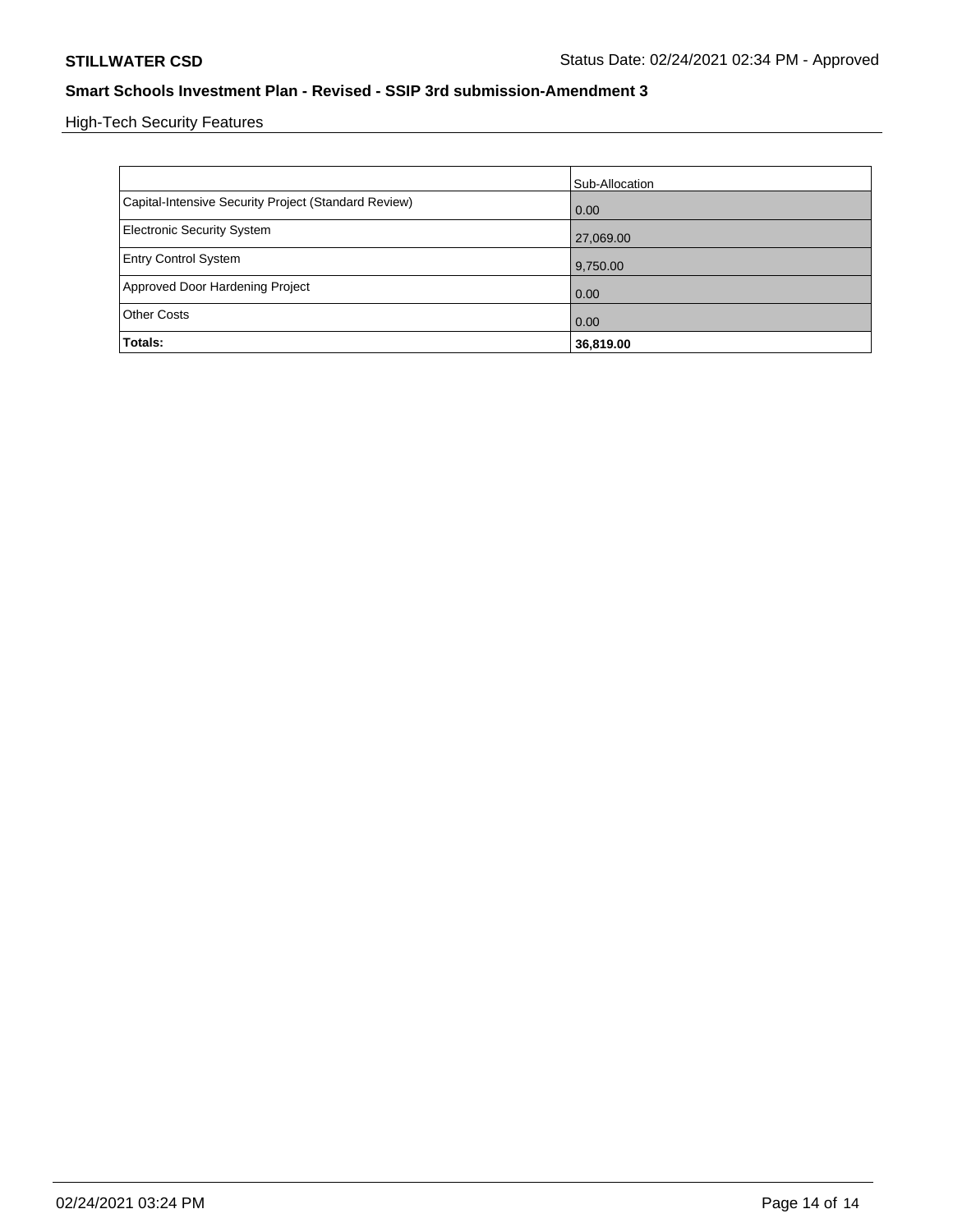High-Tech Security Features

| | Sub-Allocation |
|---|---|
| Capital-Intensive Security Project (Standard Review) | 0.00 |
| Electronic Security System | 27,069.00 |
| Entry Control System | 9,750.00 |
| Approved Door Hardening Project | 0.00 |
| Other Costs | 0.00 |
| **Totals:** | **36,819.00** |